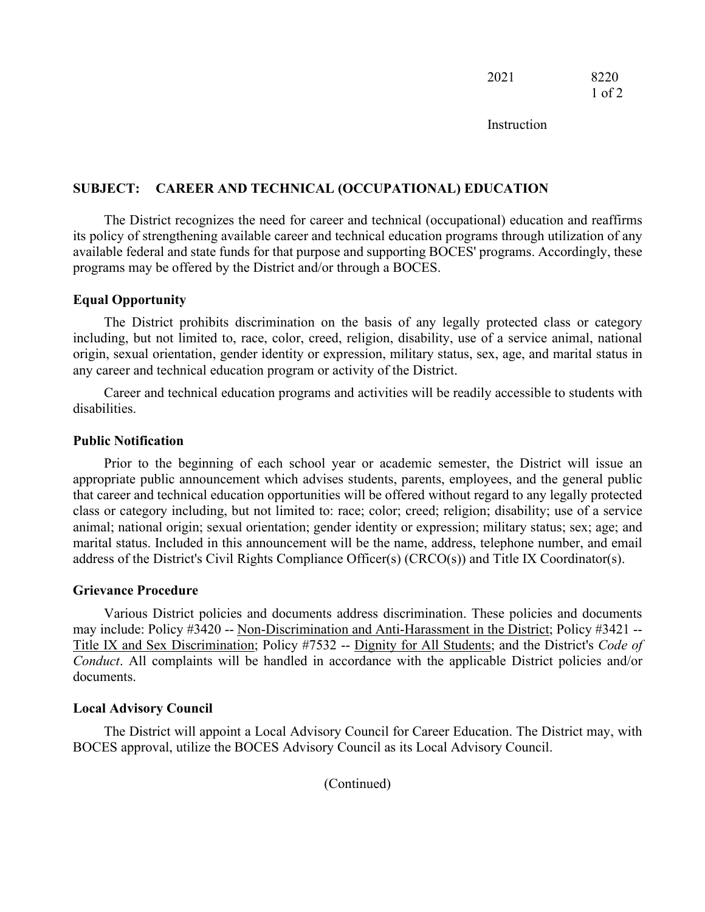## SUBJECT: CAREER AND TECHNICAL (OCCUPATIONAL) EDUCATION

The District recognizes the need for career and technical (occupational) education and reaffirms its policy of strengthening available career and technical education programs through utilization of any available federal and state funds for that purpose and supporting BOCES' programs. Accordingly, these programs may be offered by the District and/or through a BOCES.

### Equal Opportunity

The District prohibits discrimination on the basis of any legally protected class or category including, but not limited to, race, color, creed, religion, disability, use of a service animal, national origin, sexual orientation, gender identity or expression, military status, sex, age, and marital status in any career and technical education program or activity of the District.

Career and technical education programs and activities will be readily accessible to students with disabilities.

### Public Notification

Prior to the beginning of each school year or academic semester, the District will issue an appropriate public announcement which advises students, parents, employees, and the general public that career and technical education opportunities will be offered without regard to any legally protected class or category including, but not limited to: race; color; creed; religion; disability; use of a service animal; national origin; sexual orientation; gender identity or expression; military status; sex; age; and marital status. Included in this announcement will be the name, address, telephone number, and email address of the District's Civil Rights Compliance Officer(s) (CRCO(s)) and Title IX Coordinator(s).

### Grievance Procedure

Various District policies and documents address discrimination. These policies and documents may include: Policy #3420 -- Non-Discrimination and Anti-Harassment in the District; Policy #3421 -- Title IX and Sex Discrimination; Policy #7532 -- Dignity for All Students; and the District's *Code of Conduct*. All complaints will be handled in accordance with the applicable District policies and/or documents.

### Local Advisory Council

The District will appoint a Local Advisory Council for Career Education. The District may, with BOCES approval, utilize the BOCES Advisory Council as its Local Advisory Council.

(Continued)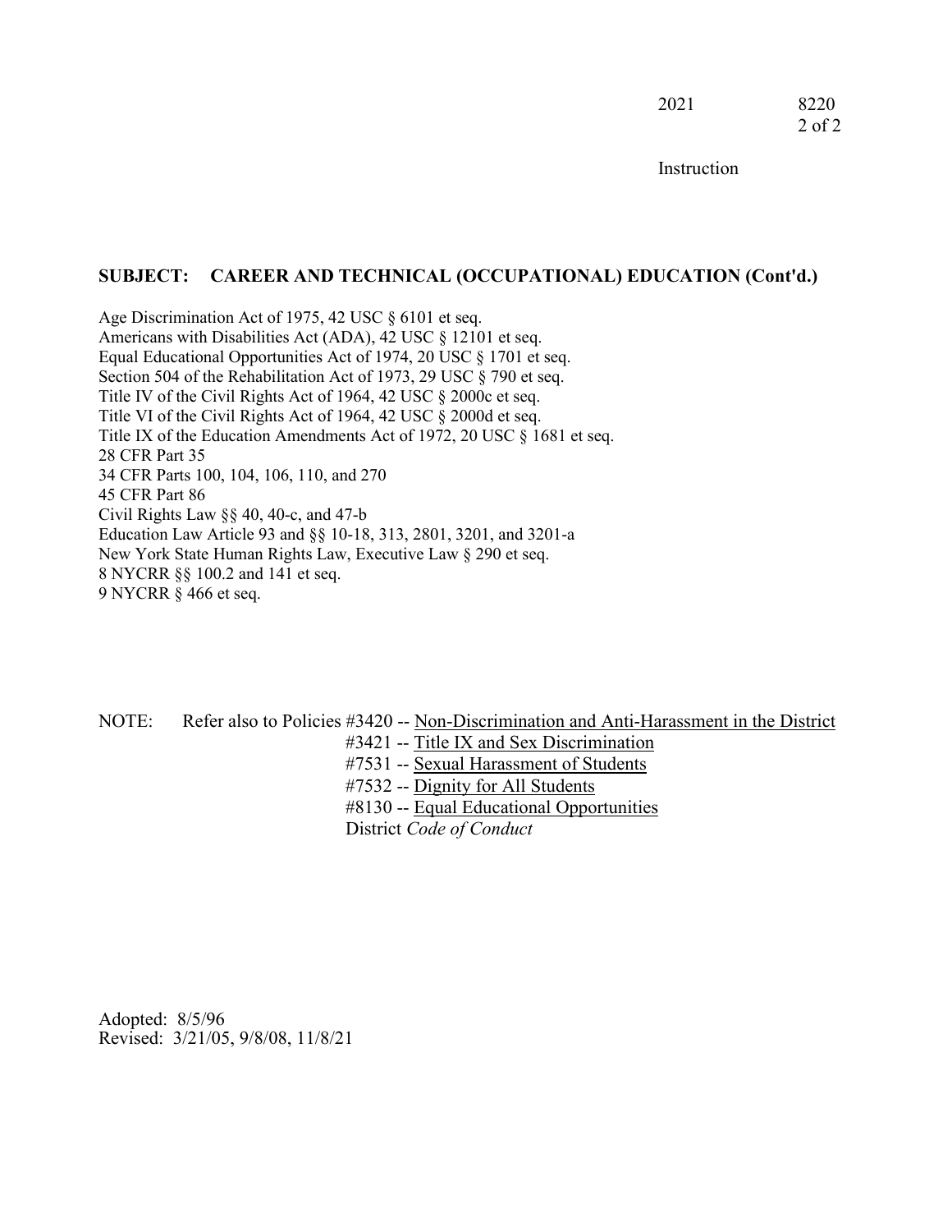**SUBJECT: CAREER AND TECHNICAL (OCCUPATIONAL) EDUCATION (Cont'd.)**

Age Discrimination Act of 1975, 42 USC § 6101 et seq.
Americans with Disabilities Act (ADA), 42 USC § 12101 et seq.
Equal Educational Opportunities Act of 1974, 20 USC § 1701 et seq.
Section 504 of the Rehabilitation Act of 1973, 29 USC § 790 et seq.
Title IV of the Civil Rights Act of 1964, 42 USC § 2000c et seq.
Title VI of the Civil Rights Act of 1964, 42 USC § 2000d et seq.
Title IX of the Education Amendments Act of 1972, 20 USC § 1681 et seq.
28 CFR Part 35
34 CFR Parts 100, 104, 106, 110, and 270
45 CFR Part 86
Civil Rights Law §§ 40, 40-c, and 47-b
Education Law Article 93 and §§ 10-18, 313, 2801, 3201, and 3201-a
New York State Human Rights Law, Executive Law § 290 et seq.
8 NYCRR §§ 100.2 and 141 et seq.
9 NYCRR § 466 et seq.

NOTE: Refer also to Policies #3420 -- Non-Discrimination and Anti-Harassment in the District
#3421 -- Title IX and Sex Discrimination
#7531 -- Sexual Harassment of Students
#7532 -- Dignity for All Students
#8130 -- Equal Educational Opportunities
District *Code of Conduct*

Adopted: 8/5/96
Revised: 3/21/05, 9/8/08, 11/8/21